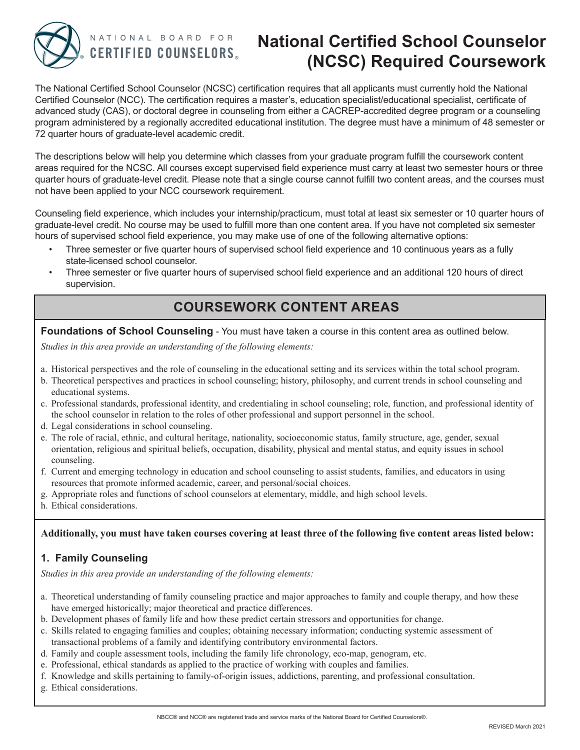# National Certified School Counselor (NCSC) Required Coursework

The National Certified School Counselor (NCSC) certification requires that all applicants must currently hold the National Certified Counselor (NCC). The certification requires a master's, education specialist/educational specialist, certificate of advanced study (CAS), or doctoral degree in counseling from either a CACREP-accredited degree program or a counseling program administered by a regionally accredited educational institution. The degree must have a minimum of 48 semester or 72 quarter hours of graduate-level academic credit.

The descriptions below will help you determine which classes from your graduate program fulfill the coursework content areas required for the NCSC. All courses except supervised field experience must carry at least two semester hours or three quarter hours of graduate-level credit. Please note that a single course cannot fulfill two content areas, and the courses must not have been applied to your NCC coursework requirement.

Counseling field experience, which includes your internship/practicum, must total at least six semester or 10 quarter hours of graduate-level credit. No course may be used to fulfill more than one content area. If you have not completed six semester hours of supervised school field experience, you may make use of one of the following alternative options:

- Three semester or five quarter hours of supervised school field experience and 10 continuous years as a fully state-licensed school counselor.
- Three semester or five quarter hours of supervised school field experience and an additional 120 hours of direct supervision.

## COURSEWORK CONTENT AREAS

**Foundations of School Counseling** - You must have taken a course in this content area as outlined below.

*Studies in this area provide an understanding of the following elements:*

a. Historical perspectives and the role of counseling in the educational setting and its services within the total school program.
b. Theoretical perspectives and practices in school counseling; history, philosophy, and current trends in school counseling and educational systems.
c. Professional standards, professional identity, and credentialing in school counseling; role, function, and professional identity of the school counselor in relation to the roles of other professional and support personnel in the school.
d. Legal considerations in school counseling.
e. The role of racial, ethnic, and cultural heritage, nationality, socioeconomic status, family structure, age, gender, sexual orientation, religious and spiritual beliefs, occupation, disability, physical and mental status, and equity issues in school counseling.
f. Current and emerging technology in education and school counseling to assist students, families, and educators in using resources that promote informed academic, career, and personal/social choices.
g. Appropriate roles and functions of school counselors at elementary, middle, and high school levels.
h. Ethical considerations.

**Additionally, you must have taken courses covering at least three of the following five content areas listed below:**

### 1. Family Counseling

*Studies in this area provide an understanding of the following elements:*

a. Theoretical understanding of family counseling practice and major approaches to family and couple therapy, and how these have emerged historically; major theoretical and practice differences.
b. Development phases of family life and how these predict certain stressors and opportunities for change.
c. Skills related to engaging families and couples; obtaining necessary information; conducting systemic assessment of transactional problems of a family and identifying contributory environmental factors.
d. Family and couple assessment tools, including the family life chronology, eco-map, genogram, etc.
e. Professional, ethical standards as applied to the practice of working with couples and families.
f. Knowledge and skills pertaining to family-of-origin issues, addictions, parenting, and professional consultation.
g. Ethical considerations.

NBCC® and NCC® are registered trade and service marks of the National Board for Certified Counselors®.

REVISED March 2021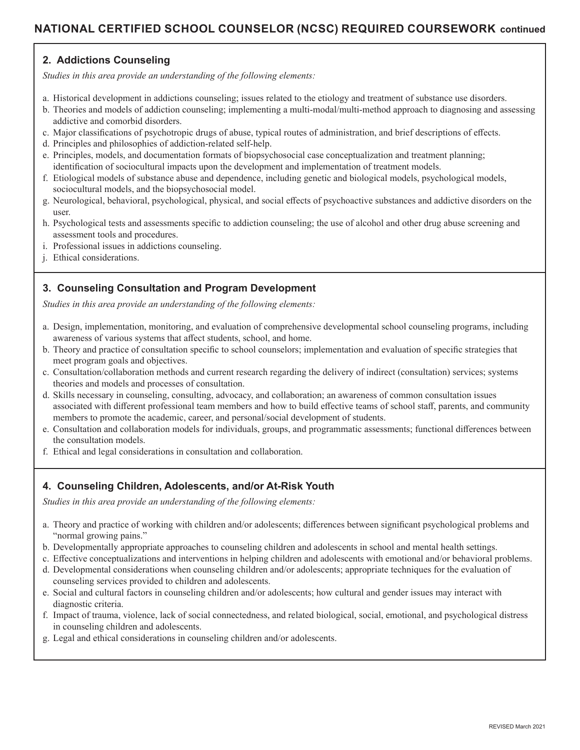## NATIONAL CERTIFIED SCHOOL COUNSELOR (NCSC) REQUIRED COURSEWORK continued

### 2. Addictions Counseling

*Studies in this area provide an understanding of the following elements:*

a. Historical development in addictions counseling; issues related to the etiology and treatment of substance use disorders.
b. Theories and models of addiction counseling; implementing a multi-modal/multi-method approach to diagnosing and assessing addictive and comorbid disorders.
c. Major classifications of psychotropic drugs of abuse, typical routes of administration, and brief descriptions of effects.
d. Principles and philosophies of addiction-related self-help.
e. Principles, models, and documentation formats of biopsychosocial case conceptualization and treatment planning; identification of sociocultural impacts upon the development and implementation of treatment models.
f. Etiological models of substance abuse and dependence, including genetic and biological models, psychological models, sociocultural models, and the biopsychosocial model.
g. Neurological, behavioral, psychological, physical, and social effects of psychoactive substances and addictive disorders on the user.
h. Psychological tests and assessments specific to addiction counseling; the use of alcohol and other drug abuse screening and assessment tools and procedures.
i. Professional issues in addictions counseling.
j. Ethical considerations.

### 3. Counseling Consultation and Program Development

*Studies in this area provide an understanding of the following elements:*

a. Design, implementation, monitoring, and evaluation of comprehensive developmental school counseling programs, including awareness of various systems that affect students, school, and home.
b. Theory and practice of consultation specific to school counselors; implementation and evaluation of specific strategies that meet program goals and objectives.
c. Consultation/collaboration methods and current research regarding the delivery of indirect (consultation) services; systems theories and models and processes of consultation.
d. Skills necessary in counseling, consulting, advocacy, and collaboration; an awareness of common consultation issues associated with different professional team members and how to build effective teams of school staff, parents, and community members to promote the academic, career, and personal/social development of students.
e. Consultation and collaboration models for individuals, groups, and programmatic assessments; functional differences between the consultation models.
f. Ethical and legal considerations in consultation and collaboration.

### 4. Counseling Children, Adolescents, and/or At-Risk Youth

*Studies in this area provide an understanding of the following elements:*

a. Theory and practice of working with children and/or adolescents; differences between significant psychological problems and "normal growing pains."
b. Developmentally appropriate approaches to counseling children and adolescents in school and mental health settings.
c. Effective conceptualizations and interventions in helping children and adolescents with emotional and/or behavioral problems.
d. Developmental considerations when counseling children and/or adolescents; appropriate techniques for the evaluation of counseling services provided to children and adolescents.
e. Social and cultural factors in counseling children and/or adolescents; how cultural and gender issues may interact with diagnostic criteria.
f. Impact of trauma, violence, lack of social connectedness, and related biological, social, emotional, and psychological distress in counseling children and adolescents.
g. Legal and ethical considerations in counseling children and/or adolescents.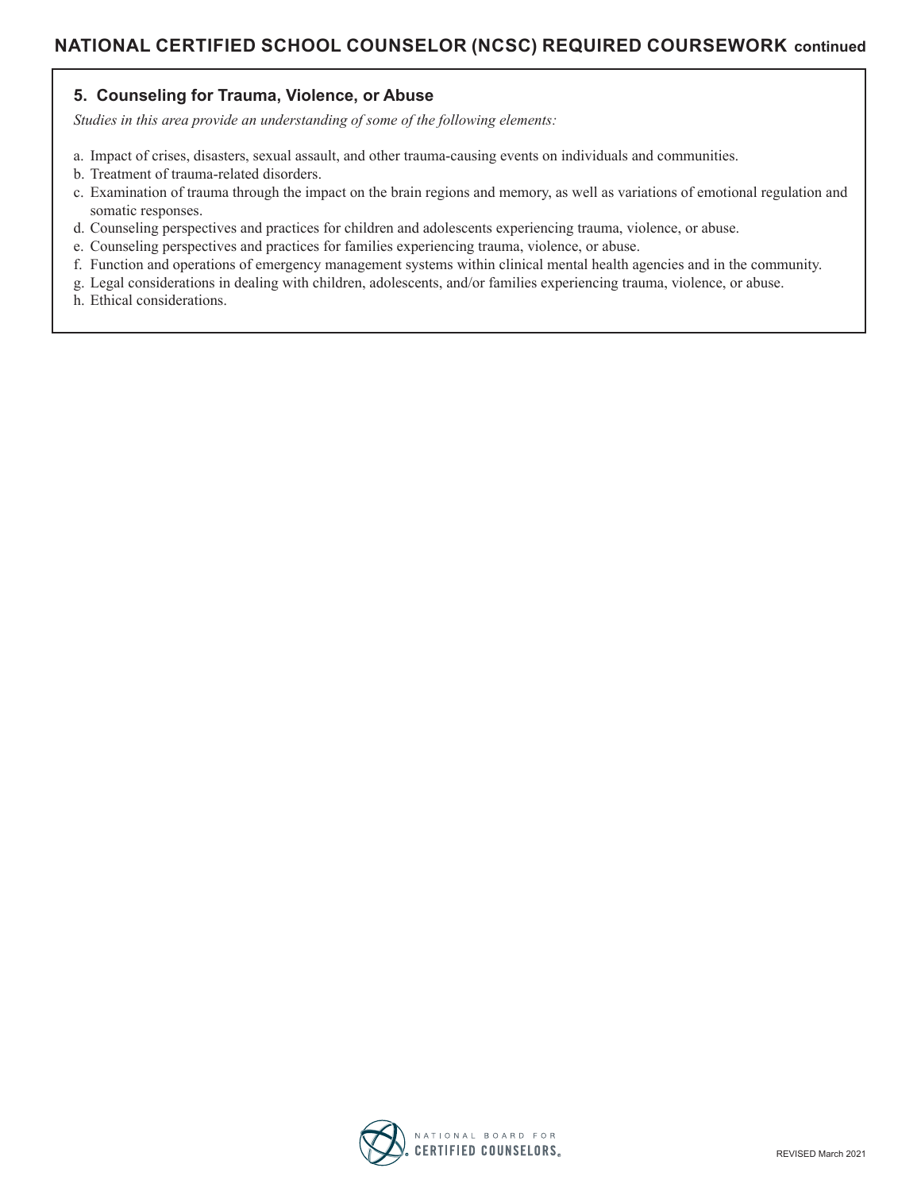## 5. Counseling for Trauma, Violence, or Abuse

*Studies in this area provide an understanding of some of the following elements:*

a. Impact of crises, disasters, sexual assault, and other trauma-causing events on individuals and communities.
b. Treatment of trauma-related disorders.
c. Examination of trauma through the impact on the brain regions and memory, as well as variations of emotional regulation and somatic responses.
d. Counseling perspectives and practices for children and adolescents experiencing trauma, violence, or abuse.
e. Counseling perspectives and practices for families experiencing trauma, violence, or abuse.
f. Function and operations of emergency management systems within clinical mental health agencies and in the community.
g. Legal considerations in dealing with children, adolescents, and/or families experiencing trauma, violence, or abuse.
h. Ethical considerations.